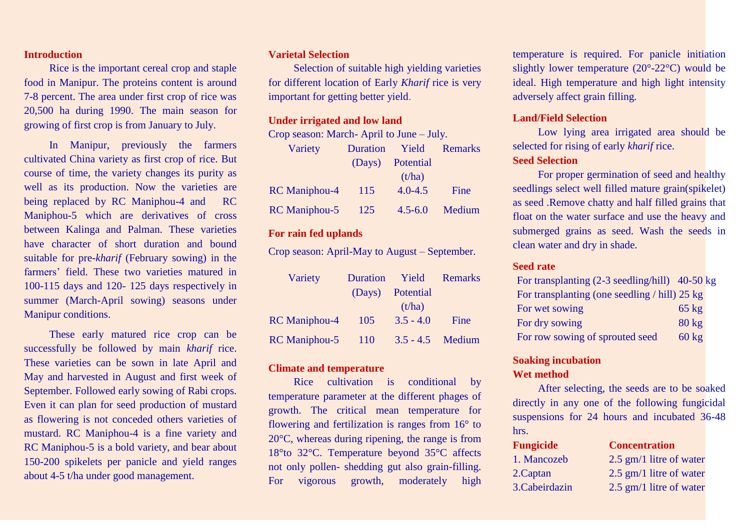## Introduction

Rice is the important cereal crop and staple food in Manipur. The proteins content is around 7-8 percent. The area under first crop of rice was 20,500 ha during 1990. The main season for growing of first crop is from January to July.

In Manipur, previously the farmers cultivated China variety as first crop of rice. But course of time, the variety changes its purity as well as its production. Now the varieties are being replaced by RC Maniphou-4 and RC Maniphou-5 which are derivatives of cross between Kalinga and Palman. These varieties have character of short duration and bound suitable for pre-*kharif* (February sowing) in the farmers' field. These two varieties matured in 100-115 days and 120- 125 days respectively in summer (March-April sowing) seasons under Manipur conditions.

These early matured rice crop can be successfully be followed by main *kharif* rice. These varieties can be sown in late April and May and harvested in August and first week of September. Followed early sowing of Rabi crops. Even it can plan for seed production of mustard as flowering is not conceded others varieties of mustard. RC Maniphou-4 is a fine variety and RC Maniphou-5 is a bold variety, and bear about 150-200 spikelets per panicle and yield ranges about 4-5 t/ha under good management.

## Varietal Selection

Selection of suitable high yielding varieties for different location of Early *Kharif* rice is very important for getting better yield.

### Under irrigated and low land

Crop season: March- April to June – July.

| Variety | Duration (Days) | Yield Potential (t/ha) | Remarks |
|---|---|---|---|
| RC Maniphou-4 | 115 | 4.0-4.5 | Fine |
| RC Maniphou-5 | 125 | 4.5-6.0 | Medium |

### For rain fed uplands

Crop season: April-May to August – September.

| Variety | Duration (Days) | Yield Potential (t/ha) | Remarks |
|---|---|---|---|
| RC Maniphou-4 | 105 | 3.5 - 4.0 | Fine |
| RC Maniphou-5 | 110 | 3.5 - 4.5 | Medium |

## Climate and temperature

Rice cultivation is conditional by temperature parameter at the different phages of growth. The critical mean temperature for flowering and fertilization is ranges from 16° to 20°C, whereas during ripening, the range is from 18°to 32°C. Temperature beyond 35°C affects not only pollen- shedding gut also grain-filling. For vigorous growth, moderately high temperature is required. For panicle initiation slightly lower temperature (20°-22°C) would be ideal. High temperature and high light intensity adversely affect grain filling.

## Land/Field Selection

Low lying area irrigated area should be selected for rising of early *kharif* rice.

## Seed Selection

For proper germination of seed and healthy seedlings select well filled mature grain(spikelet) as seed .Remove chatty and half filled grains that float on the water surface and use the heavy and submerged grains as seed. Wash the seeds in clean water and dry in shade.

## Seed rate

| | |
|---|---|
| For transplanting (2-3 seedling/hill) | 40-50 kg |
| For transplanting (one seedling / hill) | 25 kg |
| For wet sowing | 65 kg |
| For dry sowing | 80 kg |
| For row sowing of sprouted seed | 60 kg |

## Soaking incubation

### Wet method

After selecting, the seeds are to be soaked directly in any one of the following fungicidal suspensions for 24 hours and incubated 36-48 hrs.

| Fungicide | Concentration |
|---|---|
| 1. Mancozeb | 2.5 gm/1 litre of water |
| 2.Captan | 2.5 gm/1 litre of water |
| 3.Cabeirdazin | 2.5 gm/1 litre of water |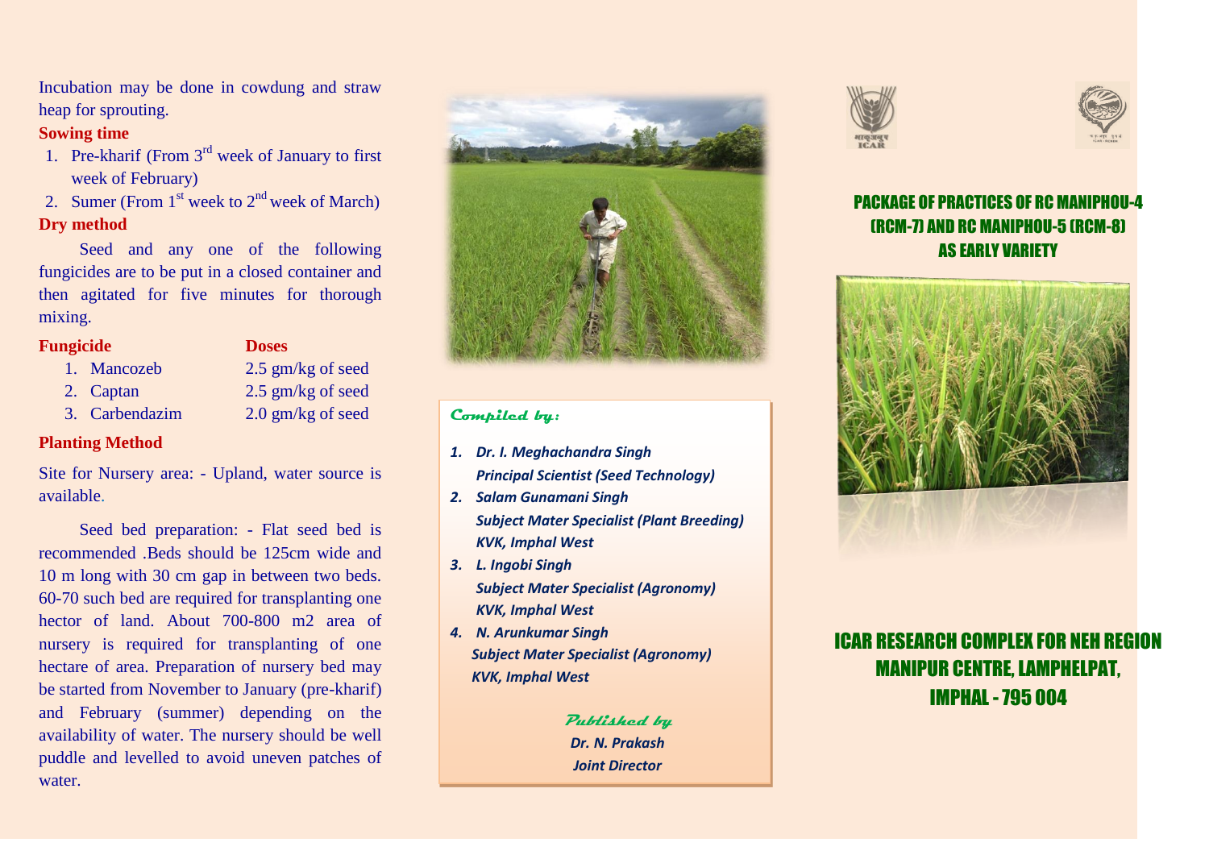Incubation may be done in cowdung and straw heap for sprouting.

**Sowing time**

1. Pre-kharif (From 3rd week of January to first week of February)
2. Sumer (From 1st week to 2nd week of March)

**Dry method**

Seed and any one of the following fungicides are to be put in a closed container and then agitated for five minutes for thorough mixing.

| Fungicide | Doses |
|---|---|
| 1. Mancozeb | 2.5 gm/kg of seed |
| 2. Captan | 2.5 gm/kg of seed |
| 3. Carbendazim | 2.0 gm/kg of seed |

**Planting Method**

Site for Nursery area: - Upland, water source is available.

Seed bed preparation: - Flat seed bed is recommended .Beds should be 125cm wide and 10 m long with 30 cm gap in between two beds. 60-70 such bed are required for transplanting one hector of land. About 700-800 m2 area of nursery is required for transplanting of one hectare of area. Preparation of nursery bed may be started from November to January (pre-kharif) and February (summer) depending on the availability of water. The nursery should be well puddle and levelled to avoid uneven patches of water.

***Compiled by:***

1. ***Dr. I. Meghachandra Singh***
   ***Principal Scientist (Seed Technology)***
2. ***Salam Gunamani Singh***
   ***Subject Mater Specialist (Plant Breeding)***
   ***KVK, Imphal West***
3. ***L. Ingobi Singh***
   ***Subject Mater Specialist (Agronomy)***
   ***KVK, Imphal West***
4. ***N. Arunkumar Singh***
   ***Subject Mater Specialist (Agronomy)***
   ***KVK, Imphal West***

***Published by***

***Dr. N. Prakash***
***Joint Director***

# PACKAGE OF PRACTICES OF RC MANIPHOU-4 (RCM-7) AND RC MANIPHOU-5 (RCM-8) AS EARLY VARIETY

## ICAR RESEARCH COMPLEX FOR NEH REGION MANIPUR CENTRE, LAMPHELPAT, IMPHAL - 795 004